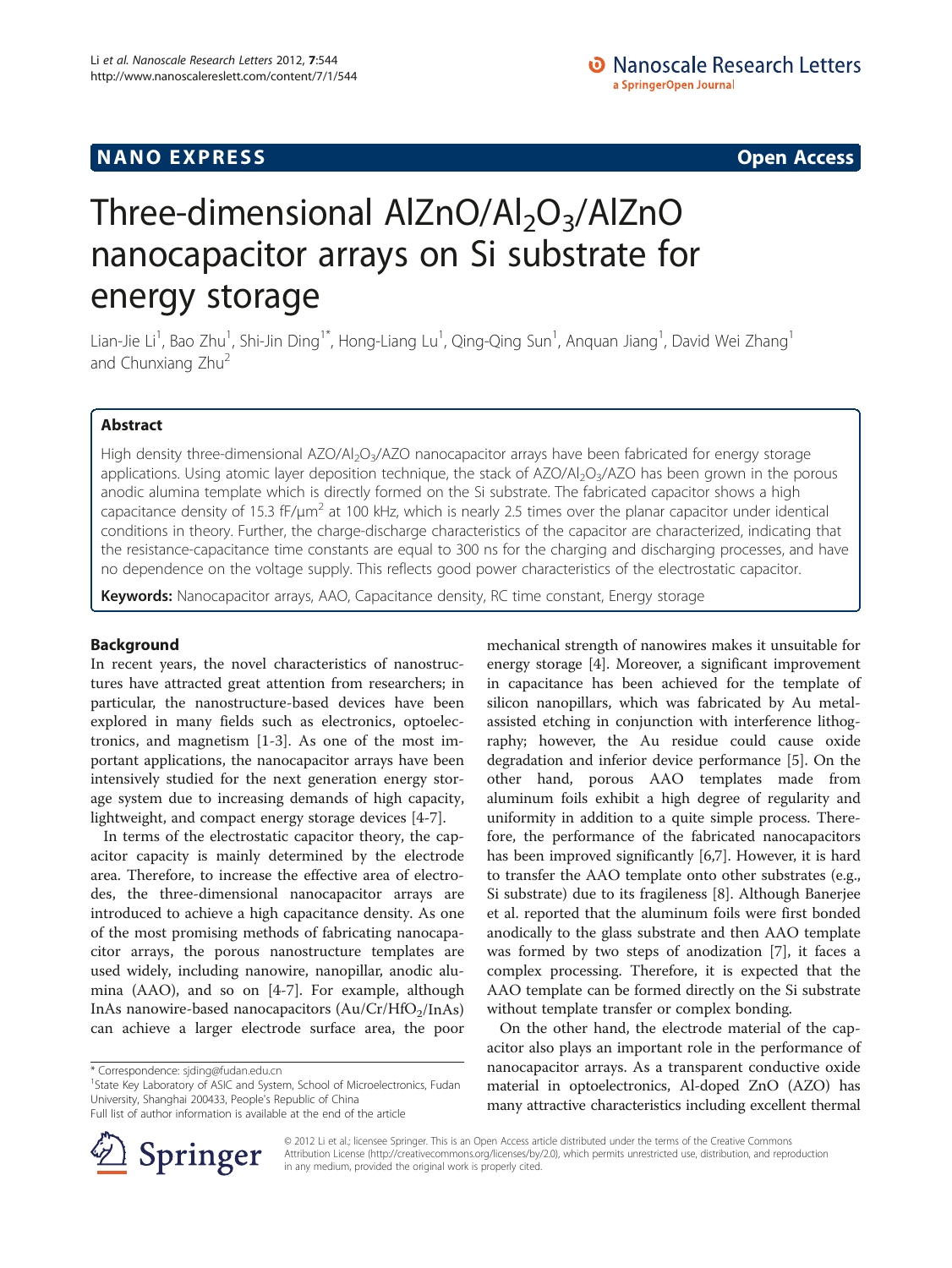**NANO EXPRESS** **Open Access**

# Three-dimensional AlZnO/$Al_2O_3$/AlZnO nanocapacitor arrays on Si substrate for energy storage

Lian-Jie Li[1], Bao Zhu[1], Shi-Jin Ding[1*], Hong-Liang Lu[1], Qing-Qing Sun[1], Anquan Jiang[1], David Wei Zhang[1] and Chunxiang Zhu[2]

## Abstract

High density three-dimensional AZO/$Al_2O_3$/AZO nanocapacitor arrays have been fabricated for energy storage applications. Using atomic layer deposition technique, the stack of AZO/$Al_2O_3$/AZO has been grown in the porous anodic alumina template which is directly formed on the Si substrate. The fabricated capacitor shows a high capacitance density of 15.3 fF/$\mu m^2$ at 100 kHz, which is nearly 2.5 times over the planar capacitor under identical conditions in theory. Further, the charge-discharge characteristics of the capacitor are characterized, indicating that the resistance-capacitance time constants are equal to 300 ns for the charging and discharging processes, and have no dependence on the voltage supply. This reflects good power characteristics of the electrostatic capacitor.

**Keywords:** Nanocapacitor arrays, AAO, Capacitance density, RC time constant, Energy storage

## Background

In recent years, the novel characteristics of nanostructures have attracted great attention from researchers; in particular, the nanostructure-based devices have been explored in many fields such as electronics, optoelectronics, and magnetism [1-3]. As one of the most important applications, the nanocapacitor arrays have been intensively studied for the next generation energy storage system due to increasing demands of high capacity, lightweight, and compact energy storage devices [4-7].

In terms of the electrostatic capacitor theory, the capacitor capacity is mainly determined by the electrode area. Therefore, to increase the effective area of electrodes, the three-dimensional nanocapacitor arrays are introduced to achieve a high capacitance density. As one of the most promising methods of fabricating nanocapacitor arrays, the porous nanostructure templates are used widely, including nanowire, nanopillar, anodic alumina (AAO), and so on [4-7]. For example, although InAs nanowire-based nanocapacitors (Au/Cr/$HfO_2$/InAs) can achieve a larger electrode surface area, the poor mechanical strength of nanowires makes it unsuitable for energy storage [4]. Moreover, a significant improvement in capacitance has been achieved for the template of silicon nanopillars, which was fabricated by Au metal-assisted etching in conjunction with interference lithography; however, the Au residue could cause oxide degradation and inferior device performance [5]. On the other hand, porous AAO templates made from aluminum foils exhibit a high degree of regularity and uniformity in addition to a quite simple process. Therefore, the performance of the fabricated nanocapacitors has been improved significantly [6,7]. However, it is hard to transfer the AAO template onto other substrates (e.g., Si substrate) due to its fragileness [8]. Although Banerjee et al. reported that the aluminum foils were first bonded anodically to the glass substrate and then AAO template was formed by two steps of anodization [7], it faces a complex processing. Therefore, it is expected that the AAO template can be formed directly on the Si substrate without template transfer or complex bonding.

On the other hand, the electrode material of the capacitor also plays an important role in the performance of nanocapacitor arrays. As a transparent conductive oxide material in optoelectronics, Al-doped ZnO (AZO) has many attractive characteristics including excellent thermal

\* Correspondence: sjding@fudan.edu.cn
[1]State Key Laboratory of ASIC and System, School of Microelectronics, Fudan University, Shanghai 200433, People's Republic of China
Full list of author information is available at the end of the article

© 2012 Li et al.; licensee Springer. This is an Open Access article distributed under the terms of the Creative Commons Attribution License (http://creativecommons.org/licenses/by/2.0), which permits unrestricted use, distribution, and reproduction in any medium, provided the original work is properly cited.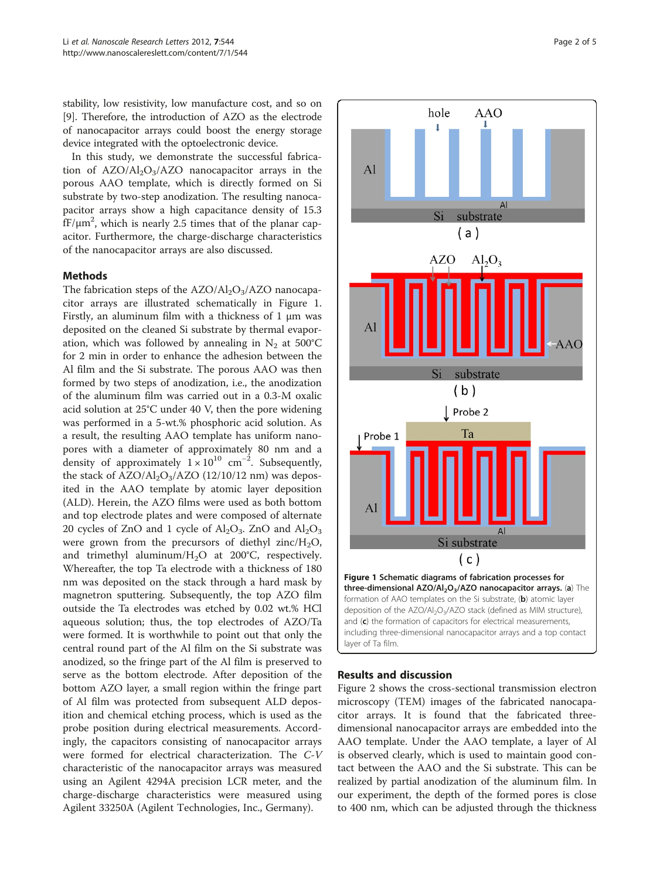stability, low resistivity, low manufacture cost, and so on [9]. Therefore, the introduction of AZO as the electrode of nanocapacitor arrays could boost the energy storage device integrated with the optoelectronic device.

In this study, we demonstrate the successful fabrication of AZO/$Al_2O_3$/AZO nanocapacitor arrays in the porous AAO template, which is directly formed on Si substrate by two-step anodization. The resulting nanocapacitor arrays show a high capacitance density of 15.3 fF/$\mu m^2$, which is nearly 2.5 times that of the planar capacitor. Furthermore, the charge-discharge characteristics of the nanocapacitor arrays are also discussed.

## Methods

The fabrication steps of the AZO/$Al_2O_3$/AZO nanocapacitor arrays are illustrated schematically in Figure 1. Firstly, an aluminum film with a thickness of 1 μm was deposited on the cleaned Si substrate by thermal evaporation, which was followed by annealing in $N_2$ at 500°C for 2 min in order to enhance the adhesion between the Al film and the Si substrate. The porous AAO was then formed by two steps of anodization, i.e., the anodization of the aluminum film was carried out in a 0.3-M oxalic acid solution at 25°C under 40 V, then the pore widening was performed in a 5-wt.% phosphoric acid solution. As a result, the resulting AAO template has uniform nanopores with a diameter of approximately 80 nm and a density of approximately $1 \times 10^{10}$ $cm^{-2}$. Subsequently, the stack of AZO/$Al_2O_3$/AZO (12/10/12 nm) was deposited in the AAO template by atomic layer deposition (ALD). Herein, the AZO films were used as both bottom and top electrode plates and were composed of alternate 20 cycles of ZnO and 1 cycle of $Al_2O_3$. ZnO and $Al_2O_3$ were grown from the precursors of diethyl zinc/$H_2O$, and trimethyl aluminum/$H_2O$ at 200°C, respectively. Whereafter, the top Ta electrode with a thickness of 180 nm was deposited on the stack through a hard mask by magnetron sputtering. Subsequently, the top AZO film outside the Ta electrodes was etched by 0.02 wt.% HCl aqueous solution; thus, the top electrodes of AZO/Ta were formed. It is worthwhile to point out that only the central round part of the Al film on the Si substrate was anodized, so the fringe part of the Al film is preserved to serve as the bottom electrode. After deposition of the bottom AZO layer, a small region within the fringe part of Al film was protected from subsequent ALD deposition and chemical etching process, which is used as the probe position during electrical measurements. Accordingly, the capacitors consisting of nanocapacitor arrays were formed for electrical characterization. The *C-V* characteristic of the nanocapacitor arrays was measured using an Agilent 4294A precision LCR meter, and the charge-discharge characteristics were measured using Agilent 33250A (Agilent Technologies, Inc., Germany).

**Figure 1 Schematic diagrams of fabrication processes for three-dimensional AZO/$Al_2O_3$/AZO nanocapacitor arrays.** (**a**) The formation of AAO templates on the Si substrate, (**b**) atomic layer deposition of the AZO/$Al_2O_3$/AZO stack (defined as MIM structure), and (**c**) the formation of capacitors for electrical measurements, including three-dimensional nanocapacitor arrays and a top contact layer of Ta film.

## Results and discussion

Figure 2 shows the cross-sectional transmission electron microscopy (TEM) images of the fabricated nanocapacitor arrays. It is found that the fabricated three-dimensional nanocapacitor arrays are embedded into the AAO template. Under the AAO template, a layer of Al is observed clearly, which is used to maintain good contact between the AAO and the Si substrate. This can be realized by partial anodization of the aluminum film. In our experiment, the depth of the formed pores is close to 400 nm, which can be adjusted through the thickness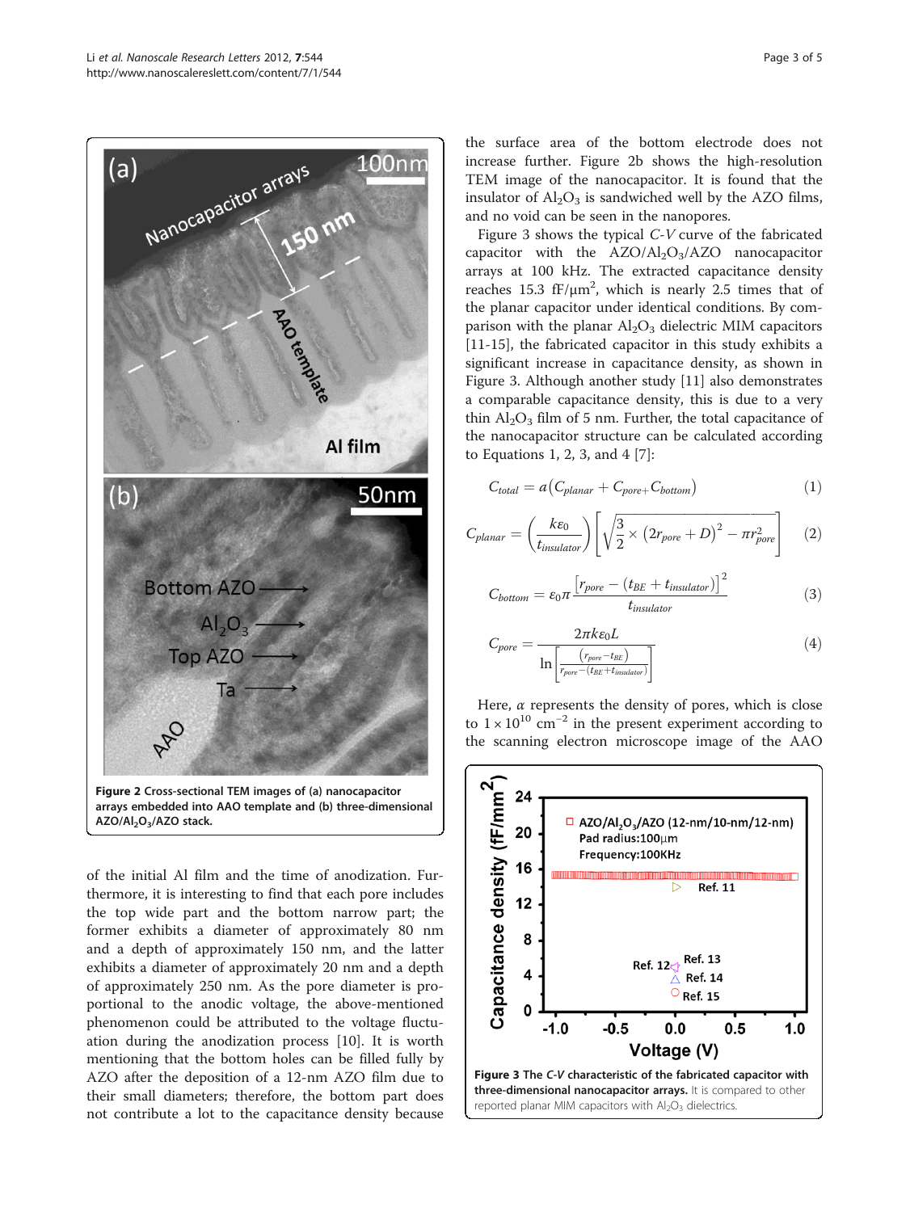**Figure 2 Cross-sectional TEM images of (a) nanocapacitor arrays embedded into AAO template and (b) three-dimensional AZO/$Al_2O_3$/AZO stack.**

of the initial Al film and the time of anodization. Furthermore, it is interesting to find that each pore includes the top wide part and the bottom narrow part; the former exhibits a diameter of approximately 80 nm and a depth of approximately 150 nm, and the latter exhibits a diameter of approximately 20 nm and a depth of approximately 250 nm. As the pore diameter is proportional to the anodic voltage, the above-mentioned phenomenon could be attributed to the voltage fluctuation during the anodization process [10]. It is worth mentioning that the bottom holes can be filled fully by AZO after the deposition of a 12-nm AZO film due to their small diameters; therefore, the bottom part does not contribute a lot to the capacitance density because the surface area of the bottom electrode does not increase further. Figure 2b shows the high-resolution TEM image of the nanocapacitor. It is found that the insulator of $Al_2O_3$ is sandwiched well by the AZO films, and no void can be seen in the nanopores.

Figure 3 shows the typical *C-V* curve of the fabricated capacitor with the AZO/$Al_2O_3$/AZO nanocapacitor arrays at 100 kHz. The extracted capacitance density reaches 15.3 fF/μm$^2$, which is nearly 2.5 times that of the planar capacitor under identical conditions. By comparison with the planar $Al_2O_3$ dielectric MIM capacitors [11-15], the fabricated capacitor in this study exhibits a significant increase in capacitance density, as shown in Figure 3. Although another study [11] also demonstrates a comparable capacitance density, this is due to a very thin $Al_2O_3$ film of 5 nm. Further, the total capacitance of the nanocapacitor structure can be calculated according to Equations 1, 2, 3, and 4 [7]:

$$C_{total} = a\left(C_{planar} + C_{pore+}C_{bottom}\right) \tag{1}$$

$$C_{planar} = \left(\frac{k\varepsilon_0}{t_{insulator}}\right)\left[\sqrt{\frac{3}{2}\times\left(2r_{pore}+D\right)^2} - \pi r_{pore}^2\right] \tag{2}$$

$$C_{bottom} = \varepsilon_0\pi\frac{\left[r_{pore} - \left(t_{BE} + t_{insulator}\right)\right]^2}{t_{insulator}} \tag{3}$$

$$C_{pore} = \frac{2\pi k\varepsilon_0 L}{\ln\left[\frac{\left(r_{pore} - t_{BE}\right)}{r_{pore} - \left(t_{BE} + t_{insulator}\right)}\right]} \tag{4}$$

Here, $\alpha$ represents the density of pores, which is close to $1\times10^{10}$ cm$^{-2}$ in the present experiment according to the scanning electron microscope image of the AAO

**Figure 3 The *C-V* characteristic of the fabricated capacitor with three-dimensional nanocapacitor arrays.** It is compared to other reported planar MIM capacitors with $Al_2O_3$ dielectrics.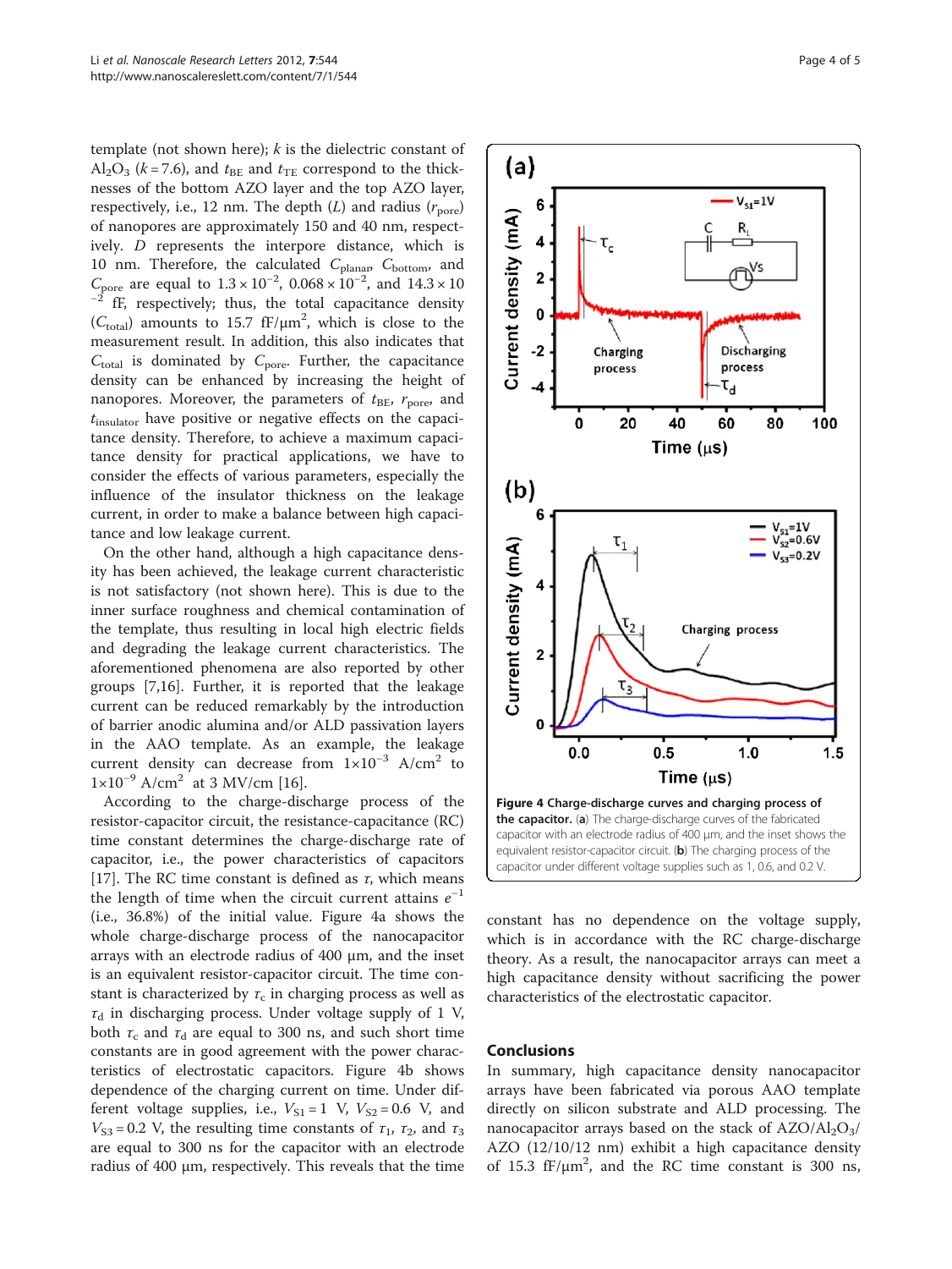template (not shown here); $k$ is the dielectric constant of $Al_2O_3$ ($k = 7.6$), and $t_{BE}$ and $t_{TE}$ correspond to the thicknesses of the bottom AZO layer and the top AZO layer, respectively, i.e., 12 nm. The depth ($L$) and radius ($r_{pore}$) of nanopores are approximately 150 and 40 nm, respectively. $D$ represents the interpore distance, which is 10 nm. Therefore, the calculated $C_{planar}$, $C_{bottom}$, and $C_{pore}$ are equal to $1.3 \times 10^{-2}$, $0.068 \times 10^{-2}$, and $14.3 \times 10^{-2}$ fF, respectively; thus, the total capacitance density ($C_{total}$) amounts to 15.7 fF/μm$^2$, which is close to the measurement result. In addition, this also indicates that $C_{total}$ is dominated by $C_{pore}$. Further, the capacitance density can be enhanced by increasing the height of nanopores. Moreover, the parameters of $t_{BE}$, $r_{pore}$, and $t_{insulator}$ have positive or negative effects on the capacitance density. Therefore, to achieve a maximum capacitance density for practical applications, we have to consider the effects of various parameters, especially the influence of the insulator thickness on the leakage current, in order to make a balance between high capacitance and low leakage current.

On the other hand, although a high capacitance density has been achieved, the leakage current characteristic is not satisfactory (not shown here). This is due to the inner surface roughness and chemical contamination of the template, thus resulting in local high electric fields and degrading the leakage current characteristics. The aforementioned phenomena are also reported by other groups [7,16]. Further, it is reported that the leakage current can be reduced remarkably by the introduction of barrier anodic alumina and/or ALD passivation layers in the AAO template. As an example, the leakage current density can decrease from $1 \times 10^{-3}$ A/cm$^2$ to $1 \times 10^{-9}$ A/cm$^2$ at 3 MV/cm [16].

According to the charge-discharge process of the resistor-capacitor circuit, the resistance-capacitance (RC) time constant determines the charge-discharge rate of capacitor, i.e., the power characteristics of capacitors [17]. The RC time constant is defined as $\tau$, which means the length of time when the circuit current attains $e^{-1}$ (i.e., 36.8%) of the initial value. Figure 4a shows the whole charge-discharge process of the nanocapacitor arrays with an electrode radius of 400 μm, and the inset is an equivalent resistor-capacitor circuit. The time constant is characterized by $\tau_c$ in charging process as well as $\tau_d$ in discharging process. Under voltage supply of 1 V, both $\tau_c$ and $\tau_d$ are equal to 300 ns, and such short time constants are in good agreement with the power characteristics of electrostatic capacitors. Figure 4b shows dependence of the charging current on time. Under different voltage supplies, i.e., $V_{S1} = 1$ V, $V_{S2} = 0.6$ V, and $V_{S3} = 0.2$ V, the resulting time constants of $\tau_1$, $\tau_2$, and $\tau_3$ are equal to 300 ns for the capacitor with an electrode radius of 400 μm, respectively. This reveals that the time constant has no dependence on the voltage supply, which is in accordance with the RC charge-discharge theory. As a result, the nanocapacitor arrays can meet a high capacitance density without sacrificing the power characteristics of the electrostatic capacitor.

**Figure 4 Charge-discharge curves and charging process of the capacitor.** (**a**) The charge-discharge curves of the fabricated capacitor with an electrode radius of 400 μm, and the inset shows the equivalent resistor-capacitor circuit. (**b**) The charging process of the capacitor under different voltage supplies such as 1, 0.6, and 0.2 V.

## Conclusions

In summary, high capacitance density nanocapacitor arrays have been fabricated via porous AAO template directly on silicon substrate and ALD processing. The nanocapacitor arrays based on the stack of AZO/$Al_2O_3$/AZO (12/10/12 nm) exhibit a high capacitance density of 15.3 fF/μm$^2$, and the RC time constant is 300 ns,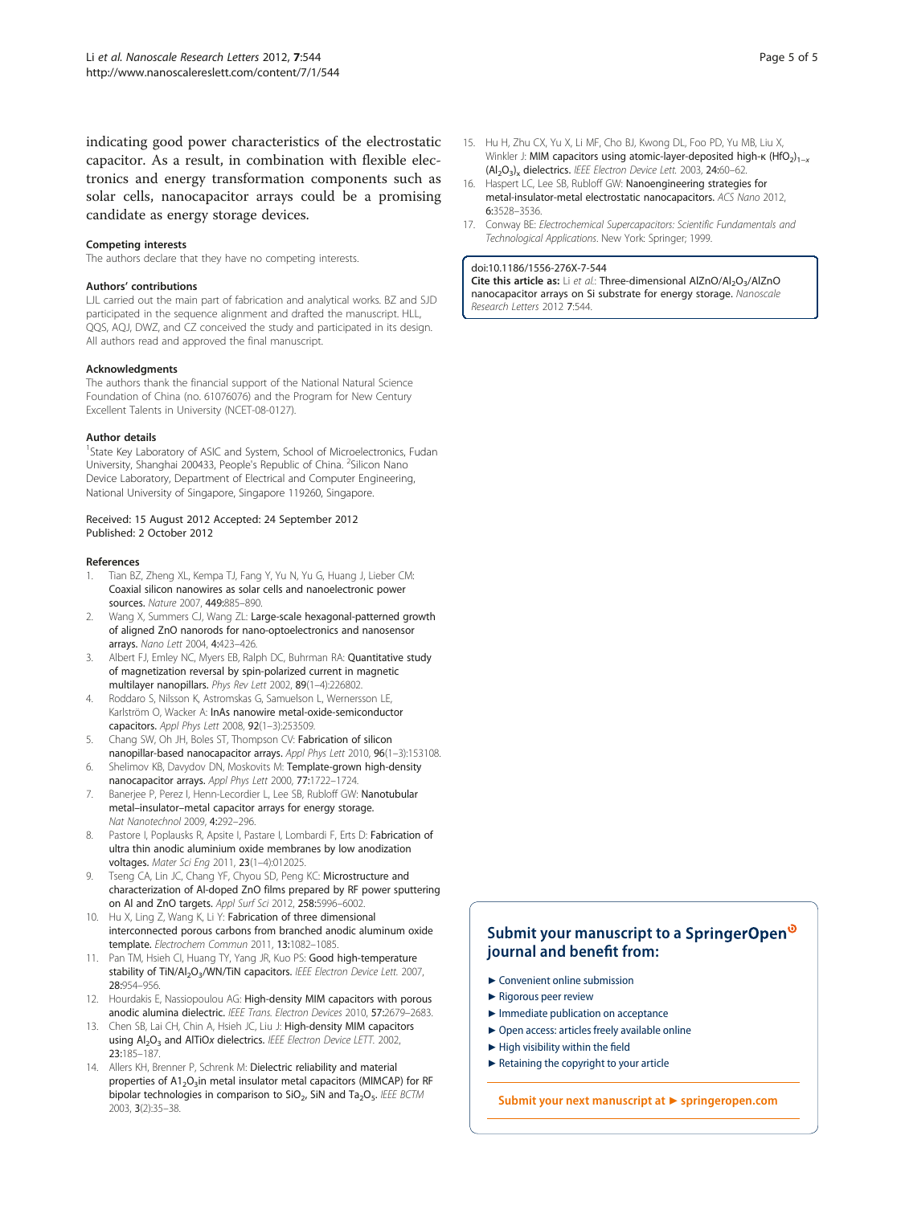indicating good power characteristics of the electrostatic capacitor. As a result, in combination with flexible electronics and energy transformation components such as solar cells, nanocapacitor arrays could be a promising candidate as energy storage devices.

#### Competing interests

The authors declare that they have no competing interests.

#### Authors' contributions

LJL carried out the main part of fabrication and analytical works. BZ and SJD participated in the sequence alignment and drafted the manuscript. HLL, QQS, AQJ, DWZ, and CZ conceived the study and participated in its design. All authors read and approved the final manuscript.

#### Acknowledgments

The authors thank the financial support of the National Natural Science Foundation of China (no. 61076076) and the Program for New Century Excellent Talents in University (NCET-08-0127).

#### Author details

[1]State Key Laboratory of ASIC and System, School of Microelectronics, Fudan University, Shanghai 200433, People's Republic of China. [2]Silicon Nano Device Laboratory, Department of Electrical and Computer Engineering, National University of Singapore, Singapore 119260, Singapore.

Received: 15 August 2012 Accepted: 24 September 2012
Published: 2 October 2012

#### References

1. Tian BZ, Zheng XL, Kempa TJ, Fang Y, Yu N, Yu G, Huang J, Lieber CM: **Coaxial silicon nanowires as solar cells and nanoelectronic power sources.** *Nature* 2007, **449:**885–890.
2. Wang X, Summers CJ, Wang ZL: **Large-scale hexagonal-patterned growth of aligned ZnO nanorods for nano-optoelectronics and nanosensor arrays.** *Nano Lett* 2004, **4:**423–426.
3. Albert FJ, Emley NC, Myers EB, Ralph DC, Buhrman RA: **Quantitative study of magnetization reversal by spin-polarized current in magnetic multilayer nanopillars.** *Phys Rev Lett* 2002, **89**(1–4):226802.
4. Roddaro S, Nilsson K, Astromskas G, Samuelson L, Wernersson LE, Karlström O, Wacker A: **InAs nanowire metal-oxide-semiconductor capacitors.** *Appl Phys Lett* 2008, **92**(1–3):253509.
5. Chang SW, Oh JH, Boles ST, Thompson CV: **Fabrication of silicon nanopillar-based nanocapacitor arrays.** *Appl Phys Lett* 2010, **96**(1–3):153108.
6. Shelimov KB, Davydov DN, Moskovits M: **Template-grown high-density nanocapacitor arrays.** *Appl Phys Lett* 2000, **77:**1722–1724.
7. Banerjee P, Perez I, Henn-Lecordier L, Lee SB, Rubloff GW: **Nanotubular metal–insulator–metal capacitor arrays for energy storage.** *Nat Nanotechnol* 2009, **4:**292–296.
8. Pastore I, Poplausks R, Apsite I, Pastare I, Lombardi F, Erts D: **Fabrication of ultra thin anodic aluminium oxide membranes by low anodization voltages.** *Mater Sci Eng* 2011, **23**(1–4):012025.
9. Tseng CA, Lin JC, Chang YF, Chyou SD, Peng KC: **Microstructure and characterization of Al-doped ZnO films prepared by RF power sputtering on Al and ZnO targets.** *Appl Surf Sci* 2012, **258:**5996–6002.
10. Hu X, Ling Z, Wang K, Li Y: **Fabrication of three dimensional interconnected porous carbons from branched anodic aluminum oxide template.** *Electrochem Commun* 2011, **13:**1082–1085.
11. Pan TM, Hsieh CI, Huang TY, Yang JR, Kuo PS: **Good high-temperature stability of TiN/$Al_2O_3$/WN/TiN capacitors.** *IEEE Electron Device Lett.* 2007, **28:**954–956.
12. Hourdakis E, Nassiopoulou AG: **High-density MIM capacitors with porous anodic alumina dielectric.** *IEEE Trans. Electron Devices* 2010, **57:**2679–2683.
13. Chen SB, Lai CH, Chin A, Hsieh JC, Liu J: **High-density MIM capacitors using $Al_2O_3$ and AlTiOx dielectrics.** *IEEE Electron Device LETT.* 2002, **23:**185–187.
14. Allers KH, Brenner P, Schrenk M: **Dielectric reliability and material properties of $A1_2O_3$in metal insulator metal capacitors (MIMCAP) for RF bipolar technologies in comparison to $SiO_2$, SiN and $Ta_2O_5$.** *IEEE BCTM* 2003, **3**(2):35–38.
15. Hu H, Zhu CX, Yu X, Li MF, Cho BJ, Kwong DL, Foo PD, Yu MB, Liu X, Winkler J: **MIM capacitors using atomic-layer-deposited high-κ $(HfO_2)_{1-x}(Al_2O_3)_x$ dielectrics.** *IEEE Electron Device Lett.* 2003, **24:**60–62.
16. Haspert LC, Lee SB, Rubloff GW: **Nanoengineering strategies for metal-insulator-metal electrostatic nanocapacitors.** *ACS Nano* 2012, **6:**3528–3536.
17. Conway BE: *Electrochemical Supercapacitors: Scientific Fundamentals and Technological Applications*. New York: Springer; 1999.

doi:10.1186/1556-276X-7-544
**Cite this article as:** Li *et al.*: Three-dimensional AlZnO/$Al_2O_3$/AlZnO nanocapacitor arrays on Si substrate for energy storage. *Nanoscale Research Letters* 2012 **7**:544.

### Submit your manuscript to a SpringerOpen journal and benefit from:

- ► Convenient online submission
- ► Rigorous peer review
- ► Immediate publication on acceptance
- ► Open access: articles freely available online
- ► High visibility within the field
- ► Retaining the copyright to your article

**Submit your next manuscript at ► springeropen.com**